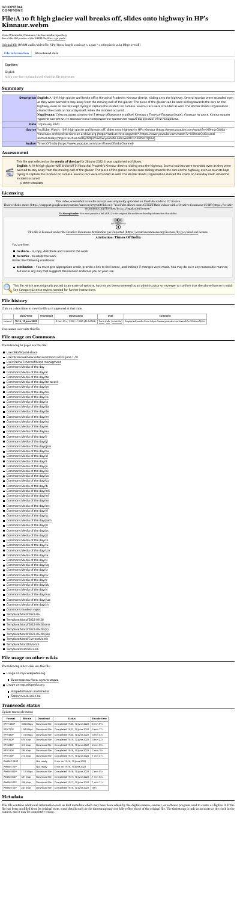WIKIMEDIA COMMONS

# File:A 10 ft high glacier wall breaks off, slides onto highway in HP's Kinnaur.webm

From Wikimedia Commons, the free media repository
Size of this JPG preview of this WEBM file: 800 × 450 pixels.

Original file (WebM audio/video file, VP9/Opus, length 2 min 25 s, 1,920 × 1,080 pixels, 2.64 Mbps overall)

File information | Structured data

### Captions

English

Add a one-line explanation of what this file represents

## Summary

| | |
|---|---|
| **Description** | **English:** A 10-ft high glacier wall broke off in Himachal Pradesh's Kinnaur district, sliding onto the highway. Several tourists were stranded even as they were warned to stay away from the moving wall of the glacier. The piece of the glacier can be seen sliding towards the cars on the highway, even as tourists kept trying to capture the incident on camera. Several cars were stranded as well. The Border Roads Organisation cleared the roads on Saturday itself, when the incident occured.<br>**Українська:** Стіна льодовика висотою 3 метри обвалилася в районі Кіннаур у Гімачал-Прадеш (Індія), сповзши на шосе. Кілька машин туристів застрягли, не зважаючи на попередження триматися подалі від рухомої стіни льодовика. |
| **Date** | 13 January 2020 |
| **Source** | YouTube: Watch: 10-ft high glacier wall breaks off, slides onto highway in HP's Kinnaur (https://www.youtube.com/watch?v=X9fmzrQUkcj – View/save archived versions on archive.org (https://web.archive.org/web/\*/https://www.youtube.com/watch?v=X9fmzrQUkcj) and archive.today (https://archive.today/https://www.youtube.com/watch?v=X9fmzrQUkcj) |
| **Author** | Times Of India (https://www.youtube.com/user/TimesOfIndiaChannel) |

## Assessment

This file was selected as the **media of the day** for 28 June 2022. It was captioned as follows:
**English:** A 10-ft high glacier wall broke off in Himachal Pradesh's Kinnaur district, sliding onto the highway. Several tourists were stranded even as they were warned to stay away from the moving wall of the glacier. The piece of the glacier can be seen sliding towards the cars on the highway, even as tourists kept trying to capture the incident on camera. Several cars were stranded as well. The Border Roads Organisation cleared the roads on Saturday itself, when the incident occured.
Other languages

## Licensing

*This video, screenshot or audio excerpt was originally uploaded on YouTube under a CC license.*
Their website states (https://support.google.com/youtube/answer/2797468?hl=en): "YouTube allows users to mark their videos with a Creative Commons CC BY (https://creativecommons.org/licenses/by/3.0/legalcode) license."
**To the uploader:** You must provide a link (URL) to the original file and the authorship information if available.

This file is licensed under the Creative Commons Attribution 3.0 Unported (https://creativecommons.org/licenses/by/3.0/deed.en) license.
**Attribution: Times Of India**

You are free:

- **to share** – to copy, distribute and transmit the work
- **to remix** – to adapt the work

Under the following conditions:

- **attribution** – You must give appropriate credit, provide a link to the license, and indicate if changes were made. You may do so in any reasonable manner, but not in any way that suggests the licensor endorses you or your use.

This file, which was originally posted to an external website, has not yet been reviewed by an administrator or reviewer to confirm that the above license is valid. See Category:License review needed for further instructions.

## File history

Click on a date/time to view the file as it appeared at that time.

| | Date/Time | Thumbnail | Dimensions | User | Comment |
|---|---|---|---|---|---|
| current | 19:16, 10 June 2022 | | 2 min 25 s, 1,920 × 1,080 (45.54 MB) | Farm (talk \| contribs) | Imported media from https://www.youtube.com/watch?v=X9fmzrQUkc |

You cannot overwrite this file.

## File usage on Commons

The following 63 pages use this file:

- User:99of9/pod-short
- User:Atlasowa/New video2commons/2022 June 1-10
- User:Pacha Tchernof/Mated managment
- Commons:Media of the day
- Commons:Media of the day/ar
- Commons:Media of the day/be
- Commons:Media of the day/be-tarask
- Commons:Media of the day/bn
- Commons:Media of the day/bs
- Commons:Media of the day/ca
- Commons:Media of the day/cs
- Commons:Media of the day/da
- Commons:Media of the day/de
- Commons:Media of the day/en
- Commons:Media of the day/eo
- Commons:Media of the day/es
- Commons:Media of the day/eu
- Commons:Media of the day/fr
- Commons:Media of the day/gl
- Commons:Media of the day/gsw
- Commons:Media of the day/hu
- Commons:Media of the day/id
- Commons:Media of the day/it
- Commons:Media of the day/ja
- Commons:Media of the day/kk
- Commons:Media of the day/ko
- Commons:Media of the day/ku
- Commons:Media of the day/lb
- Commons:Media of the day/mk
- Commons:Media of the day/ml
- Commons:Media of the day/mr
- Commons:Media of the day/ms
- Commons:Media of the day/nl
- Commons:Media of the day/oc
- Commons:Media of the day/pam
- Commons:Media of the day/pl
- Commons:Media of the day/ps
- Commons:Media of the day/pt
- Commons:Media of the day/ro
- Commons:Media of the day/ru
- Commons:Media of the day/scn
- Commons:Media of the day/sk
- Commons:Media of the day/sl
- Commons:Media of the day/sq
- Commons:Media of the day/sr
- Commons:Media of the day/sv
- Commons:Media of the day/tr
- Commons:Media of the day/uk
- Commons:Media of the day/vi
- Commons:Media of the day/war
- Commons:Media of the day/yue
- Commons:Media of the day/zh
- Commons:Kuvilen sypor
- Template:Motd/2022-06
- Template:Motd/2022-06-28
- Template:Motd/2022-06-28 (en)
- Template:Motd/2022-06-28 (fr)
- Template:Motd/2022-06-28 (uk)
- Template:Motd/CurrentMonth
- Template:Motd/Month
- Template:Potd/2022-06

## File usage on other wikis

The following other wikis use this file:

- Usage on myv.wikipedia.org
  - Википедиясь:Чинь артольнемедиа
- Usage on sep.wikipedia.org
  - Wikipedi:Päävän multimedia
  - Šablon:Motd/2022-06

## Transcode status

Update transcode status

| Format | Bitrate | Download | Status | Encode time |
|---|---|---|---|---|
| VP9 1080P | 3.86 Mbps | Download file | Completed 19:25, 10 June 2022 | 8 min 59 s |
| VP9 720P | 1.94 Mbps | Download file | Completed 19:22, 10 June 2022 | 5 min 17 s |
| VP9 480P | 1.16 Mbps | Download file | Completed 19:20, 10 June 2022 | 3 min 43 s |
| VP9 360P | 674 kbps | Download file | Completed 19:19, 10 June 2022 | 3 min 22 s |
| VP9 240P | 413 kbps | Download file | Completed 19:19, 10 June 2022 | 2 min 53 s |
| VP9 180P | 294 kbps | Download file | Completed 19:18, 10 June 2022 | 2 min 19 s |
| VP9 120P | 214 kbps | Download file | Completed 19:17, 10 June 2022 | 1 min 47 s |
| WebM 1080P | | Not ready | Error on 19:16, 10 June 2022 | |
| WebM 720P | | Not ready | Error on 19:16, 10 June 2022 | |
| WebM 480P | 1.12 Mbps | Download file | Completed 19:18, 10 June 2022 | 2 min 55 s |
| WebM 360P | 591 kbps | Download file | Completed 19:17, 10 June 2022 | 1 min 53 s |
| WebM 240P | 336 kbps | Download file | Completed 19:17, 10 June 2022 | 1 min 11 s |
| WebM 160P | 247 kbps | Download file | Completed 19:16, 10 June 2022 | 49 s |

## Metadata

This file contains additional information such as Exif metadata which may have been added by the digital camera, scanner, or software program used to create or digitize it. If the file has been modified from its original state, some details such as the timestamp may not fully reflect those of the original file. The timestamp is only as accurate as the clock in the camera, and it may be completely wrong.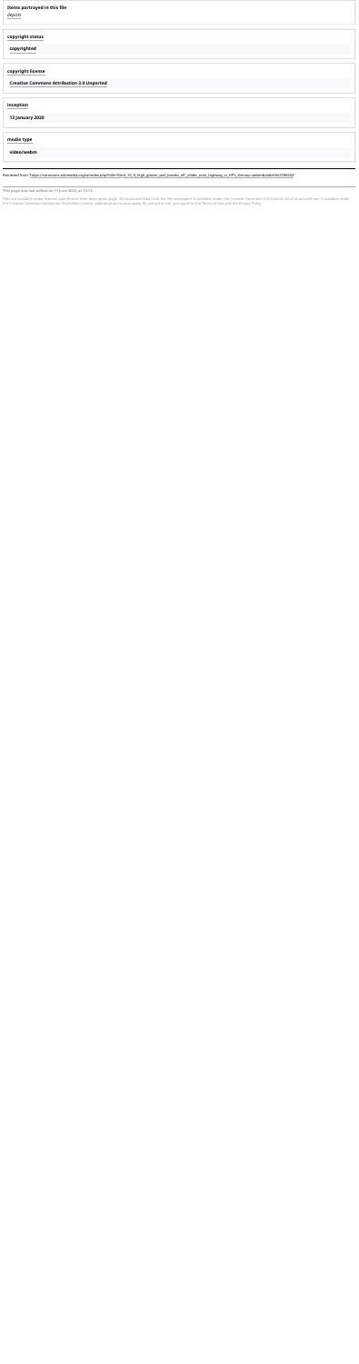**Items portrayed in this file**

*depicts*

**copyright status**

copyrighted

**copyright license**

Creative Commons Attribution 3.0 Unported

**inception**

13 January 2020

**media type**

video/webm

---

Retrieved from "https://commons.wikimedia.org/w/index.php?title=File:6_10_ft_high_glacier_wall_breaks_off_slides_onto_highway_in_HP's_Kinnaur.webm&oldid=663798333"

---

This page was last edited on 11 June 2022, at 13:53.

Files are available under licenses specified on their description page. All structured data from the file namespace is available under the Creative Commons CC0 License; all unstructured text is available under the Creative Commons Attribution-ShareAlike License; additional terms may apply. By using this site, you agree to the Terms of Use and the Privacy Policy.